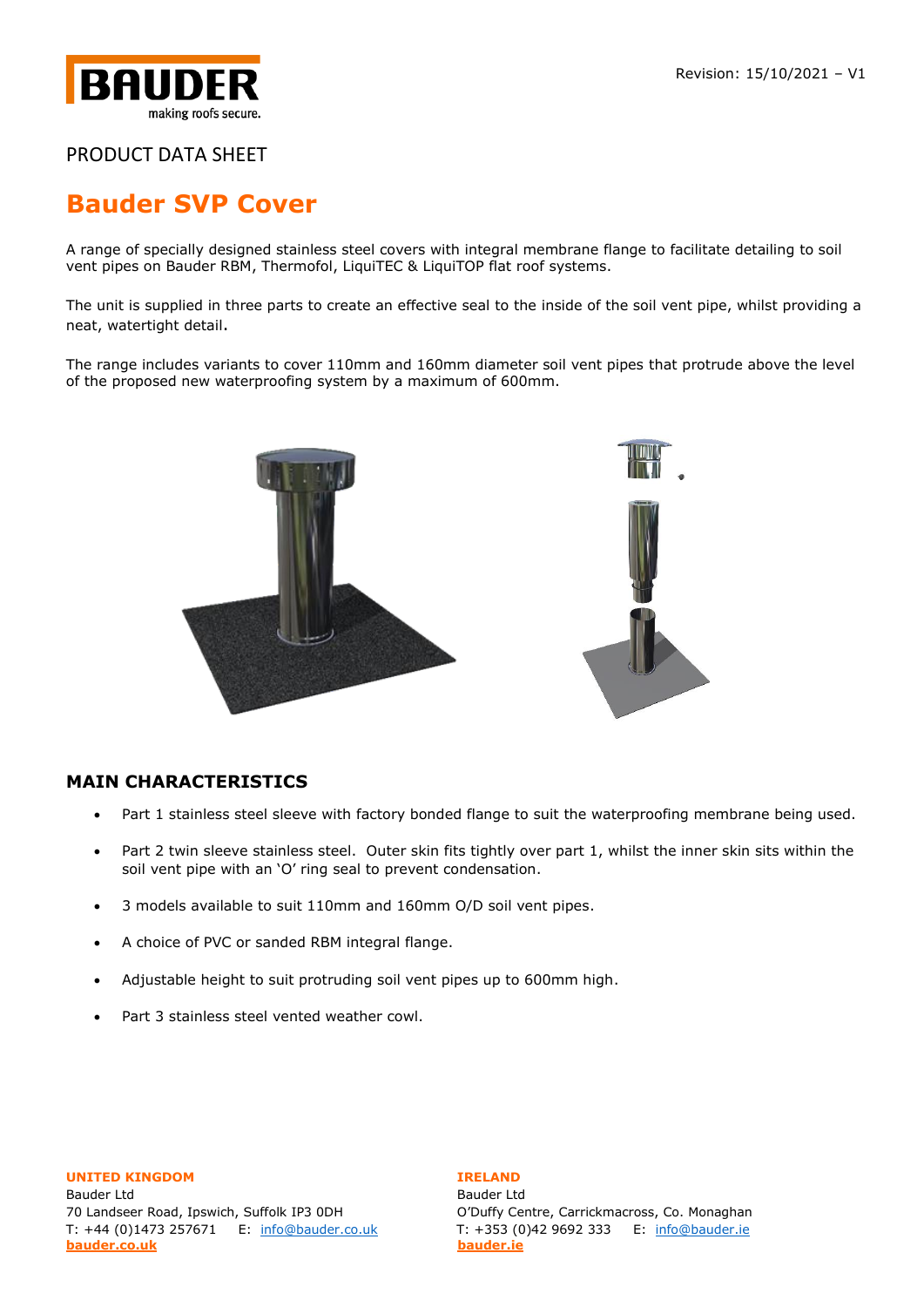Revision: 15/10/2021 – V1

PRODUCT DATA SHEET

# Bauder SVP Cover

A range of specially designed stainless steel covers with integral membrane flange to facilitate detailing to soil vent pipes on Bauder RBM, Thermofol, LiquiTEC & LiquiTOP flat roof systems.

The unit is supplied in three parts to create an effective seal to the inside of the soil vent pipe, whilst providing a neat, watertight detail.

The range includes variants to cover 110mm and 160mm diameter soil vent pipes that protrude above the level of the proposed new waterproofing system by a maximum of 600mm.

## MAIN CHARACTERISTICS

- Part 1 stainless steel sleeve with factory bonded flange to suit the waterproofing membrane being used.
- Part 2 twin sleeve stainless steel. Outer skin fits tightly over part 1, whilst the inner skin sits within the soil vent pipe with an 'O' ring seal to prevent condensation.
- 3 models available to suit 110mm and 160mm O/D soil vent pipes.
- A choice of PVC or sanded RBM integral flange.
- Adjustable height to suit protruding soil vent pipes up to 600mm high.
- Part 3 stainless steel vented weather cowl.

**UNITED KINGDOM**
Bauder Ltd
70 Landseer Road, Ipswich, Suffolk IP3 0DH
T: +44 (0)1473 257671 E: info@bauder.co.uk
**bauder.co.uk**

**IRELAND**
Bauder Ltd
O'Duffy Centre, Carrickmacross, Co. Monaghan
T: +353 (0)42 9692 333 E: info@bauder.ie
**bauder.ie**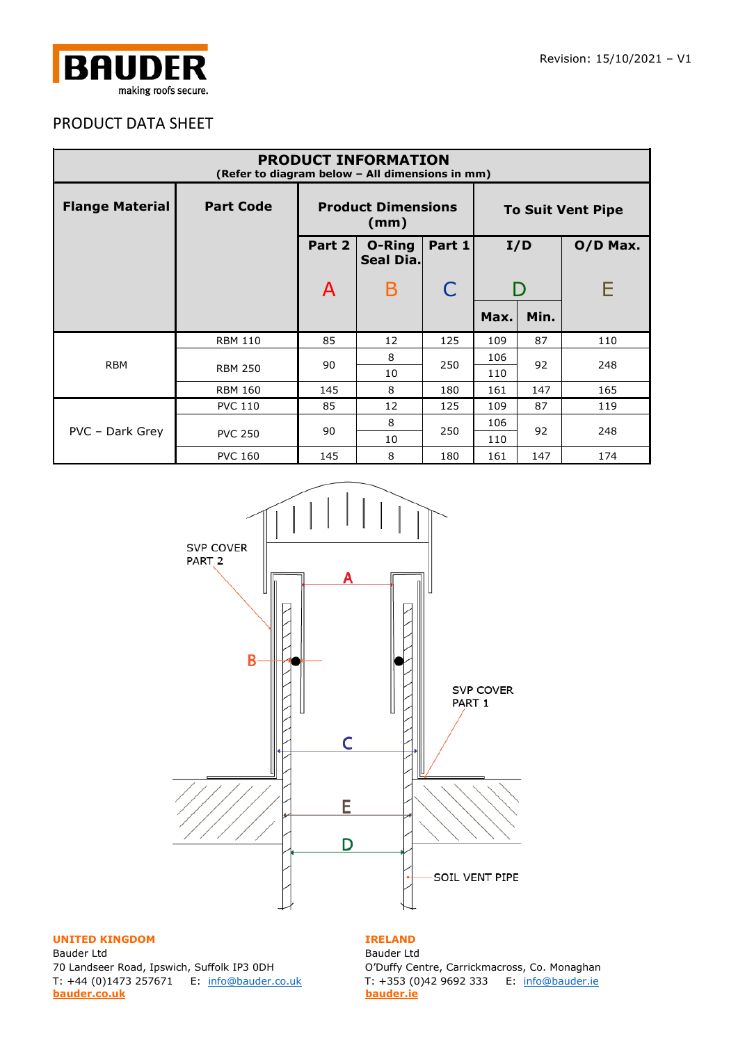Revision: 15/10/2021 – V1

# PRODUCT DATA SHEET

| PRODUCT INFORMATION (Refer to diagram below – All dimensions in mm) | | | | | | | | |
|---|---|---|---|---|---|---|---|---|
| **Flange Material** | **Part Code** | **Product Dimensions (mm)** | | | **To Suit Vent Pipe** | | | |
| | | **Part 2** | **O-Ring Seal Dia.** | **Part 1** | **I/D** | | **O/D Max.** | |
| | | A | B | C | D | | E | |
| | | | | | **Max.** | **Min.** | | |
| RBM | RBM 110 | 85 | 12 | 125 | 109 | 87 | 110 | |
| | RBM 250 | 90 | 8 | 250 | 106 | 92 | 248 | |
| | | | 10 | | 110 | | | |
| | RBM 160 | 145 | 8 | 180 | 161 | 147 | 165 | |
| PVC – Dark Grey | PVC 110 | 85 | 12 | 125 | 109 | 87 | 119 | |
| | PVC 250 | 90 | 8 | 250 | 106 | 92 | 248 | |
| | | | 10 | | 110 | | | |
| | PVC 160 | 145 | 8 | 180 | 161 | 147 | 174 | |

SVP COVER PART 2

A

B

SVP COVER PART 1

C

E

D

SOIL VENT PIPE

**UNITED KINGDOM**
Bauder Ltd
70 Landseer Road, Ipswich, Suffolk IP3 0DH
T: +44 (0)1473 257671 E: info@bauder.co.uk
**bauder.co.uk**

**IRELAND**
Bauder Ltd
O'Duffy Centre, Carrickmacross, Co. Monaghan
T: +353 (0)42 9692 333 E: info@bauder.ie
**bauder.ie**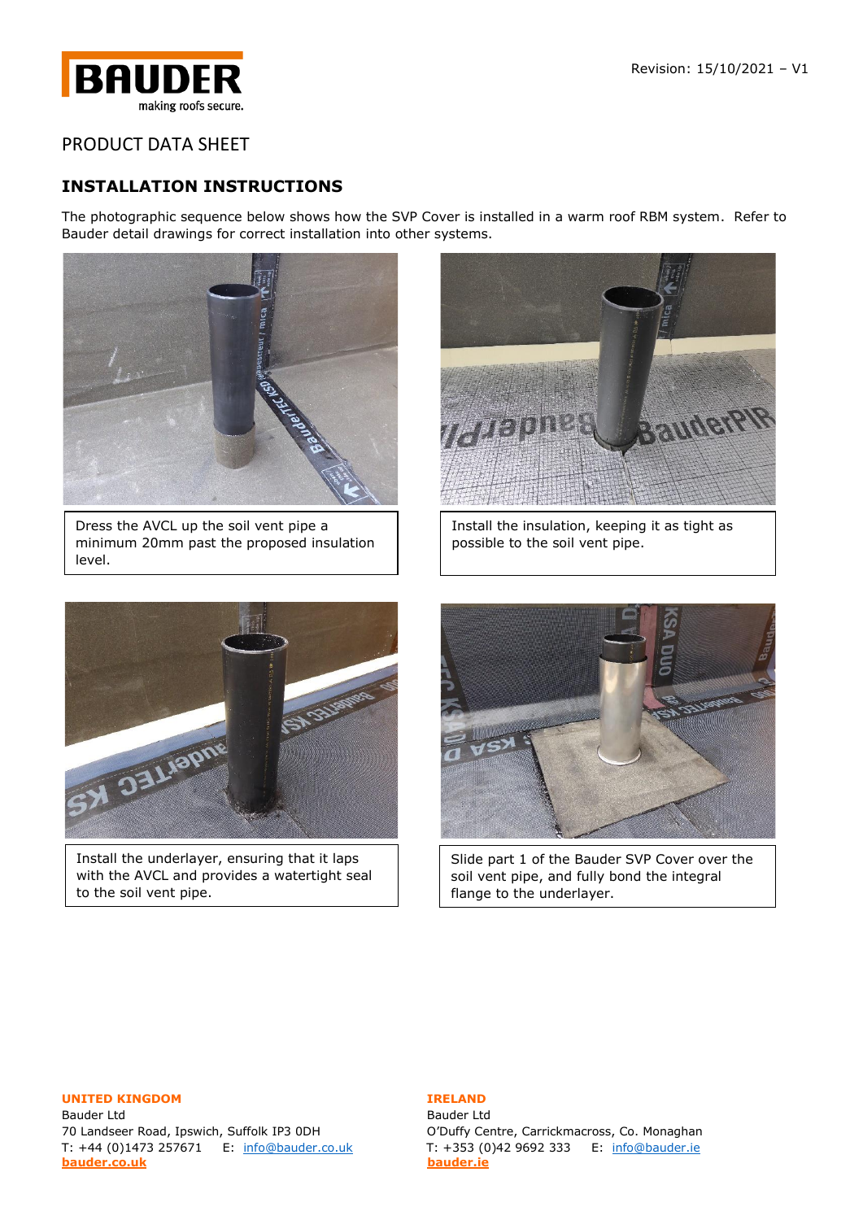PRODUCT DATA SHEET

## INSTALLATION INSTRUCTIONS

The photographic sequence below shows how the SVP Cover is installed in a warm roof RBM system. Refer to Bauder detail drawings for correct installation into other systems.

Dress the AVCL up the soil vent pipe a minimum 20mm past the proposed insulation level.

Install the insulation, keeping it as tight as possible to the soil vent pipe.

Install the underlayer, ensuring that it laps with the AVCL and provides a watertight seal to the soil vent pipe.

Slide part 1 of the Bauder SVP Cover over the soil vent pipe, and fully bond the integral flange to the underlayer.

**UNITED KINGDOM**
Bauder Ltd
70 Landseer Road, Ipswich, Suffolk IP3 0DH
T: +44 (0)1473 257671 E: info@bauder.co.uk
**bauder.co.uk**

**IRELAND**
Bauder Ltd
O'Duffy Centre, Carrickmacross, Co. Monaghan
T: +353 (0)42 9692 333 E: info@bauder.ie
**bauder.ie**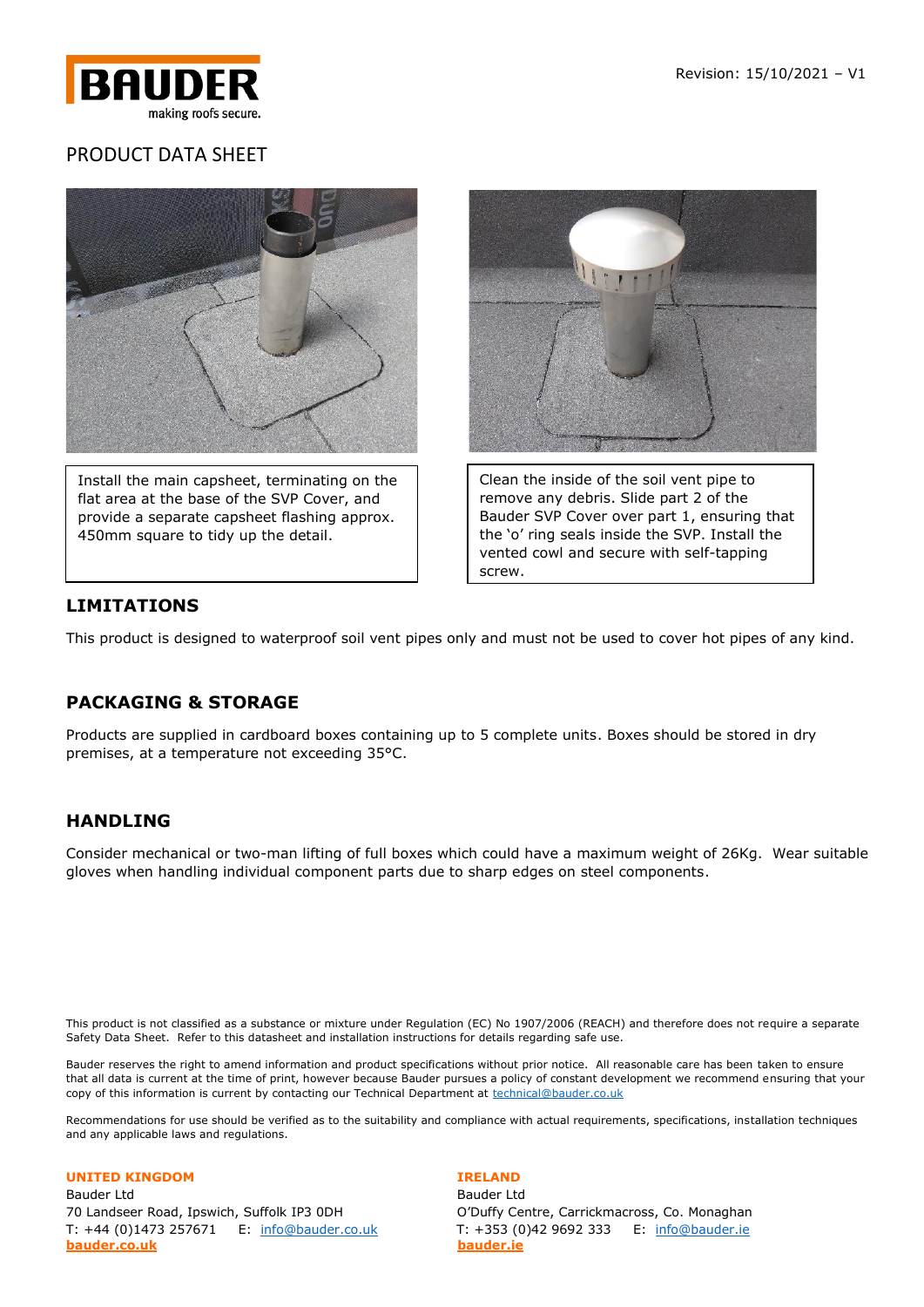Install the main capsheet, terminating on the flat area at the base of the SVP Cover, and provide a separate capsheet flashing approx. 450mm square to tidy up the detail.

Clean the inside of the soil vent pipe to remove any debris. Slide part 2 of the Bauder SVP Cover over part 1, ensuring that the 'o' ring seals inside the SVP. Install the vented cowl and secure with self-tapping screw.

## LIMITATIONS

This product is designed to waterproof soil vent pipes only and must not be used to cover hot pipes of any kind.

## PACKAGING & STORAGE

Products are supplied in cardboard boxes containing up to 5 complete units. Boxes should be stored in dry premises, at a temperature not exceeding 35°C.

## HANDLING

Consider mechanical or two-man lifting of full boxes which could have a maximum weight of 26Kg. Wear suitable gloves when handling individual component parts due to sharp edges on steel components.

This product is not classified as a substance or mixture under Regulation (EC) No 1907/2006 (REACH) and therefore does not require a separate Safety Data Sheet. Refer to this datasheet and installation instructions for details regarding safe use.

Bauder reserves the right to amend information and product specifications without prior notice. All reasonable care has been taken to ensure that all data is current at the time of print, however because Bauder pursues a policy of constant development we recommend ensuring that your copy of this information is current by contacting our Technical Department at technical@bauder.co.uk

Recommendations for use should be verified as to the suitability and compliance with actual requirements, specifications, installation techniques and any applicable laws and regulations.

**UNITED KINGDOM**
Bauder Ltd
70 Landseer Road, Ipswich, Suffolk IP3 0DH
T: +44 (0)1473 257671 E: info@bauder.co.uk
**bauder.co.uk**

**IRELAND**
Bauder Ltd
O'Duffy Centre, Carrickmacross, Co. Monaghan
T: +353 (0)42 9692 333 E: info@bauder.ie
**bauder.ie**